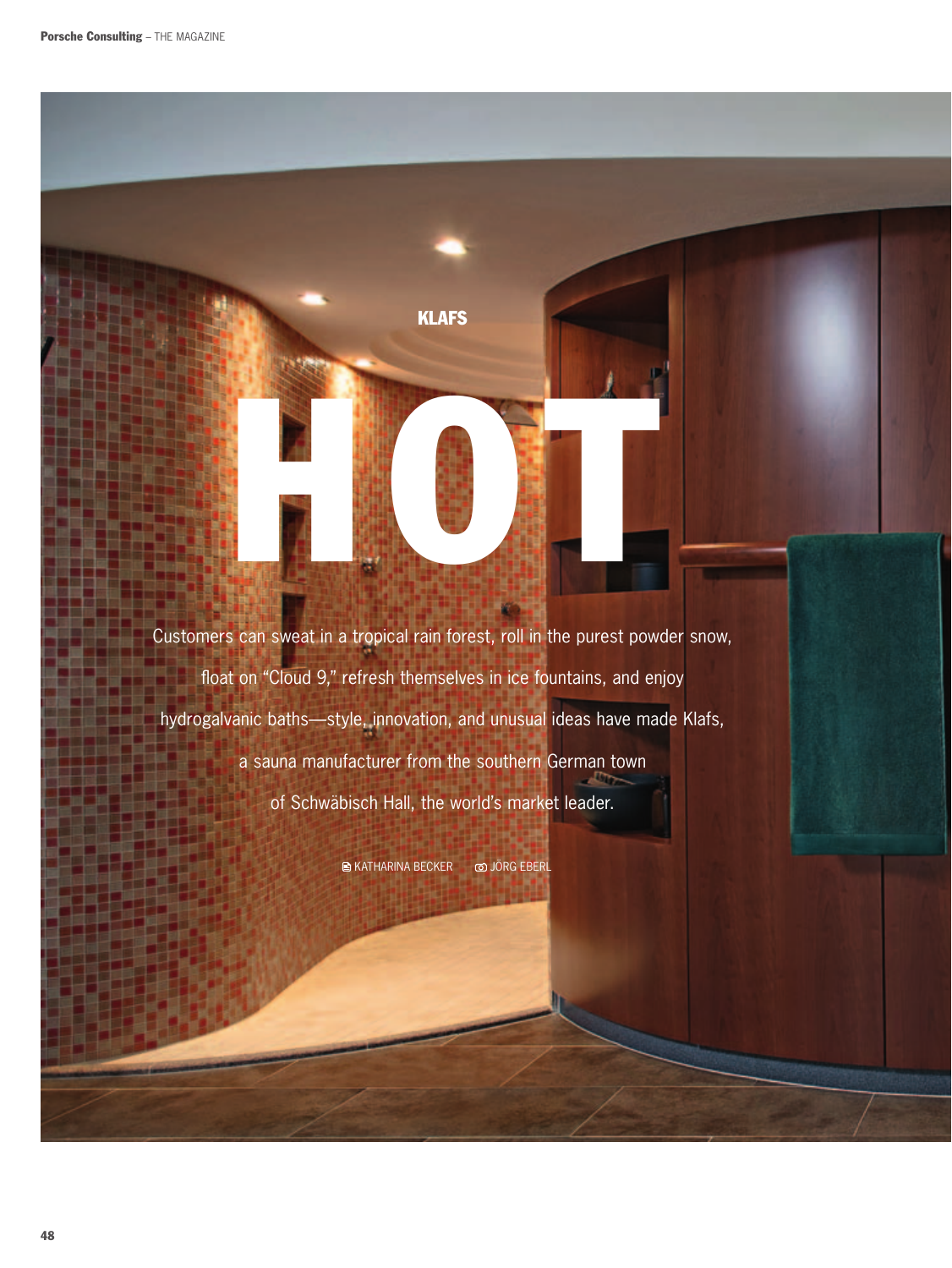KLAFS

# HOT

Customers can sweat in a tropical rain forest, roll in the purest powder snow, float on “Cloud 9,” refresh themselves in ice fountains, and enjoy hydrogalvanic baths—style, innovation, and unusual ideas have made Klafs, a sauna manufacturer from the southern German town of Schwäbisch Hall, the world’s market leader.

KATHARINA BECKER JÖRG EBERL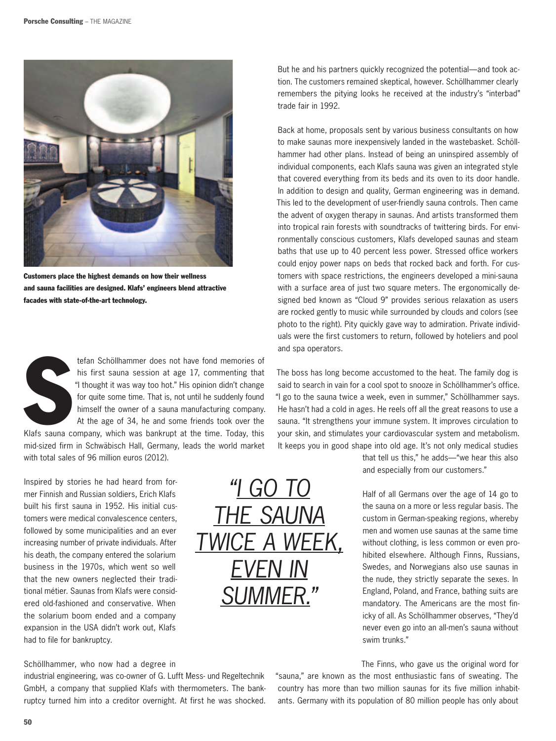Customers place the highest demands on how their wellness and sauna facilities are designed. Klafs' engineers blend attractive facades with state-of-the-art technology.

Stefan Schöllhammer does not have fond memories of his first sauna session at age 17, commenting that "I thought it was way too hot." His opinion didn't change for quite some time. That is, not until he suddenly found himself the owner of a sauna manufacturing company. At the age of 34, he and some friends took over the Klafs sauna company, which was bankrupt at the time. Today, this mid-sized firm in Schwäbisch Hall, Germany, leads the world market with total sales of 96 million euros (2012).

Inspired by stories he had heard from former Finnish and Russian soldiers, Erich Klafs built his first sauna in 1952. His initial customers were medical convalescence centers, followed by some municipalities and an ever increasing number of private individuals. After his death, the company entered the solarium business in the 1970s, which went so well that the new owners neglected their traditional métier. Saunas from Klafs were considered old-fashioned and conservative. When the solarium boom ended and a company expansion in the USA didn't work out, Klafs had to file for bankruptcy.

*"I GO TO THE SAUNA TWICE A WEEK, EVEN IN SUMMER."*

Schöllhammer, who now had a degree in industrial engineering, was co-owner of G. Lufft Mess- und Regeltechnik GmbH, a company that supplied Klafs with thermometers. The bankruptcy turned him into a creditor overnight. At first he was shocked. But he and his partners quickly recognized the potential—and took action. The customers remained skeptical, however. Schöllhammer clearly remembers the pitying looks he received at the industry's "interbad" trade fair in 1992.

Back at home, proposals sent by various business consultants on how to make saunas more inexpensively landed in the wastebasket. Schöllhammer had other plans. Instead of being an uninspired assembly of individual components, each Klafs sauna was given an integrated style that covered everything from its beds and its oven to its door handle. In addition to design and quality, German engineering was in demand. This led to the development of user-friendly sauna controls. Then came the advent of oxygen therapy in saunas. And artists transformed them into tropical rain forests with soundtracks of twittering birds. For environmentally conscious customers, Klafs developed saunas and steam baths that use up to 40 percent less power. Stressed office workers could enjoy power naps on beds that rocked back and forth. For customers with space restrictions, the engineers developed a mini-sauna with a surface area of just two square meters. The ergonomically designed bed known as "Cloud 9" provides serious relaxation as users are rocked gently to music while surrounded by clouds and colors (see photo to the right). Pity quickly gave way to admiration. Private individuals were the first customers to return, followed by hoteliers and pool and spa operators.

The boss has long become accustomed to the heat. The family dog is said to search in vain for a cool spot to snooze in Schöllhammer's office. "I go to the sauna twice a week, even in summer," Schöllhammer says. He hasn't had a cold in ages. He reels off all the great reasons to use a sauna. "It strengthens your immune system. It improves circulation to your skin, and stimulates your cardiovascular system and metabolism. It keeps you in good shape into old age. It's not only medical studies that tell us this," he adds—"we hear this also and especially from our customers."

Half of all Germans over the age of 14 go to the sauna on a more or less regular basis. The custom in German-speaking regions, whereby men and women use saunas at the same time without clothing, is less common or even prohibited elsewhere. Although Finns, Russians, Swedes, and Norwegians also use saunas in the nude, they strictly separate the sexes. In England, Poland, and France, bathing suits are mandatory. The Americans are the most finicky of all. As Schöllhammer observes, "They'd never even go into an all-men's sauna without swim trunks."

The Finns, who gave us the original word for "sauna," are known as the most enthusiastic fans of sweating. The country has more than two million saunas for its five million inhabitants. Germany with its population of 80 million people has only about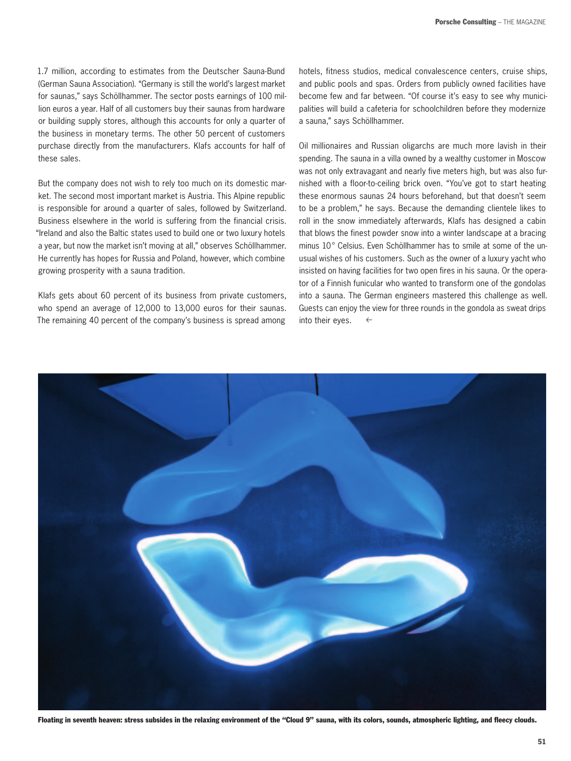1.7 million, according to estimates from the Deutscher Sauna-Bund (German Sauna Association). "Germany is still the world's largest market for saunas," says Schöllhammer. The sector posts earnings of 100 million euros a year. Half of all customers buy their saunas from hardware or building supply stores, although this accounts for only a quarter of the business in monetary terms. The other 50 percent of customers purchase directly from the manufacturers. Klafs accounts for half of these sales.

But the company does not wish to rely too much on its domestic market. The second most important market is Austria. This Alpine republic is responsible for around a quarter of sales, followed by Switzerland. Business elsewhere in the world is suffering from the financial crisis. "Ireland and also the Baltic states used to build one or two luxury hotels a year, but now the market isn't moving at all," observes Schöllhammer. He currently has hopes for Russia and Poland, however, which combine growing prosperity with a sauna tradition.

Klafs gets about 60 percent of its business from private customers, who spend an average of 12,000 to 13,000 euros for their saunas. The remaining 40 percent of the company's business is spread among hotels, fitness studios, medical convalescence centers, cruise ships, and public pools and spas. Orders from publicly owned facilities have become few and far between. "Of course it's easy to see why municipalities will build a cafeteria for schoolchildren before they modernize a sauna," says Schöllhammer.

Oil millionaires and Russian oligarchs are much more lavish in their spending. The sauna in a villa owned by a wealthy customer in Moscow was not only extravagant and nearly five meters high, but was also furnished with a floor-to-ceiling brick oven. "You've got to start heating these enormous saunas 24 hours beforehand, but that doesn't seem to be a problem," he says. Because the demanding clientele likes to roll in the snow immediately afterwards, Klafs has designed a cabin that blows the finest powder snow into a winter landscape at a bracing minus 10° Celsius. Even Schöllhammer has to smile at some of the unusual wishes of his customers. Such as the owner of a luxury yacht who insisted on having facilities for two open fires in his sauna. Or the operator of a Finnish funicular who wanted to transform one of the gondolas into a sauna. The German engineers mastered this challenge as well. Guests can enjoy the view for three rounds in the gondola as sweat drips into their eyes. ←

**Floating in seventh heaven: stress subsides in the relaxing environment of the "Cloud 9" sauna, with its colors, sounds, atmospheric lighting, and fleecy clouds.**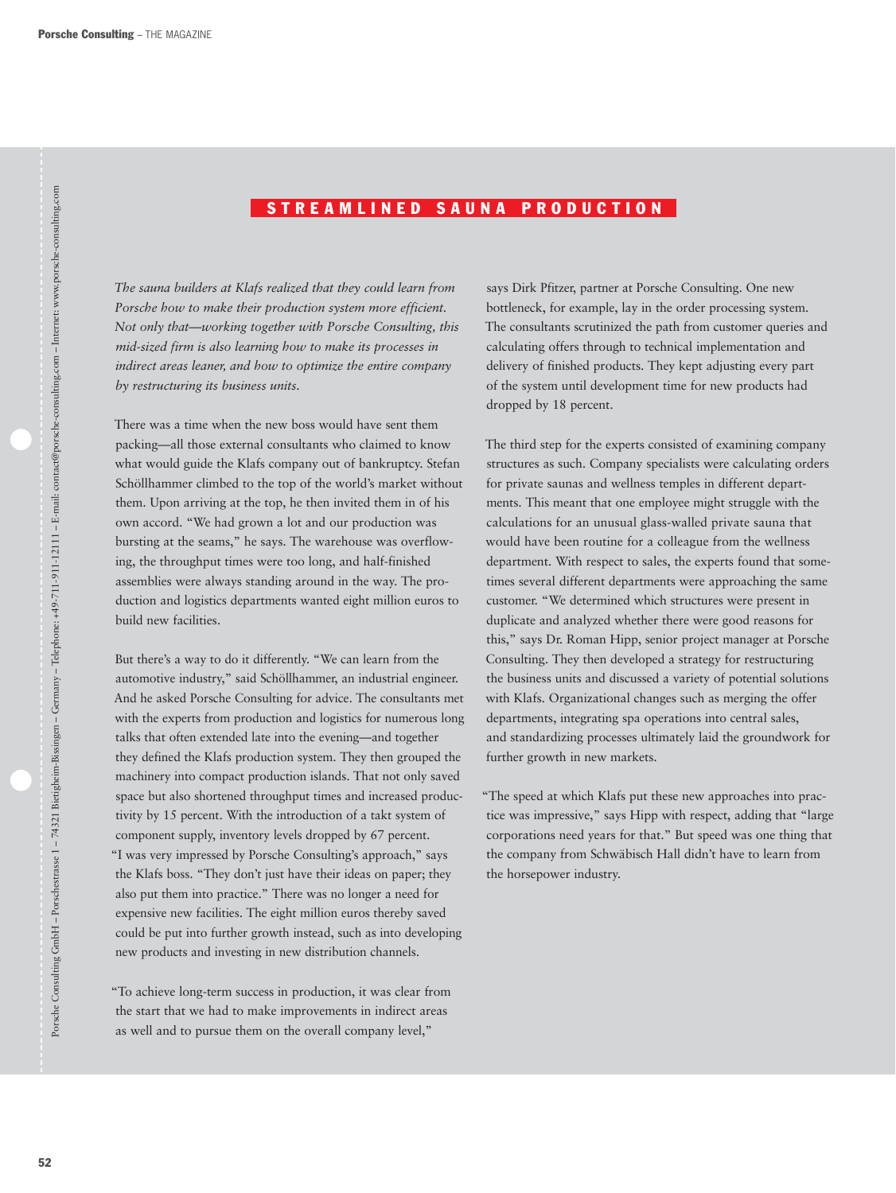## STREAMLINED SAUNA PRODUCTION

*The sauna builders at Klafs realized that they could learn from Porsche how to make their production system more efficient. Not only that—working together with Porsche Consulting, this mid-sized firm is also learning how to make its processes in indirect areas leaner, and how to optimize the entire company by restructuring its business units.*

There was a time when the new boss would have sent them packing—all those external consultants who claimed to know what would guide the Klafs company out of bankruptcy. Stefan Schöllhammer climbed to the top of the world's market without them. Upon arriving at the top, he then invited them in of his own accord. "We had grown a lot and our production was bursting at the seams," he says. The warehouse was overflowing, the throughput times were too long, and half-finished assemblies were always standing around in the way. The production and logistics departments wanted eight million euros to build new facilities.

But there's a way to do it differently. "We can learn from the automotive industry," said Schöllhammer, an industrial engineer. And he asked Porsche Consulting for advice. The consultants met with the experts from production and logistics for numerous long talks that often extended late into the evening—and together they defined the Klafs production system. They then grouped the machinery into compact production islands. That not only saved space but also shortened throughput times and increased productivity by 15 percent. With the introduction of a takt system of component supply, inventory levels dropped by 67 percent. "I was very impressed by Porsche Consulting's approach," says the Klafs boss. "They don't just have their ideas on paper; they also put them into practice." There was no longer a need for expensive new facilities. The eight million euros thereby saved could be put into further growth instead, such as into developing new products and investing in new distribution channels.

"To achieve long-term success in production, it was clear from the start that we had to make improvements in indirect areas as well and to pursue them on the overall company level," says Dirk Pfitzer, partner at Porsche Consulting. One new bottleneck, for example, lay in the order processing system. The consultants scrutinized the path from customer queries and calculating offers through to technical implementation and delivery of finished products. They kept adjusting every part of the system until development time for new products had dropped by 18 percent.

The third step for the experts consisted of examining company structures as such. Company specialists were calculating orders for private saunas and wellness temples in different departments. This meant that one employee might struggle with the calculations for an unusual glass-walled private sauna that would have been routine for a colleague from the wellness department. With respect to sales, the experts found that sometimes several different departments were approaching the same customer. "We determined which structures were present in duplicate and analyzed whether there were good reasons for this," says Dr. Roman Hipp, senior project manager at Porsche Consulting. They then developed a strategy for restructuring the business units and discussed a variety of potential solutions with Klafs. Organizational changes such as merging the offer departments, integrating spa operations into central sales, and standardizing processes ultimately laid the groundwork for further growth in new markets.

"The speed at which Klafs put these new approaches into practice was impressive," says Hipp with respect, adding that "large corporations need years for that." But speed was one thing that the company from Schwäbisch Hall didn't have to learn from the horsepower industry.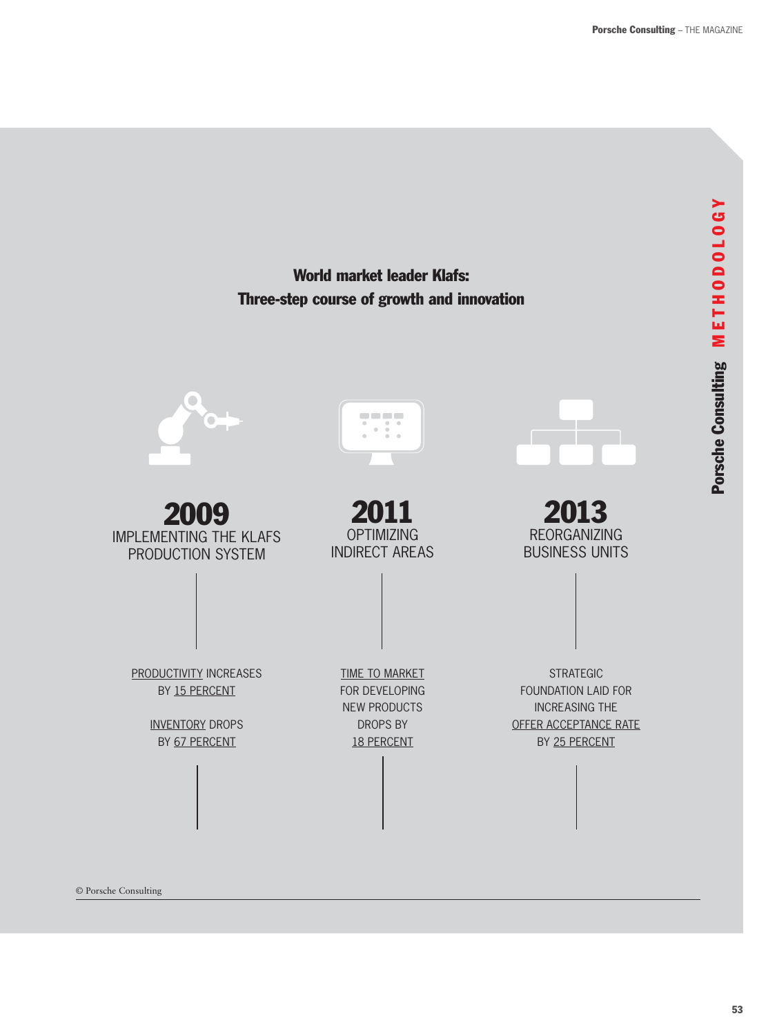**World market leader Klafs:**
**Three-step course of growth and innovation**

**2009**
IMPLEMENTING THE KLAFS PRODUCTION SYSTEM

PRODUCTIVITY INCREASES BY 15 PERCENT

INVENTORY DROPS BY 67 PERCENT

**2011**
OPTIMIZING INDIRECT AREAS

TIME TO MARKET FOR DEVELOPING NEW PRODUCTS DROPS BY 18 PERCENT

**2013**
REORGANIZING BUSINESS UNITS

STRATEGIC FOUNDATION LAID FOR INCREASING THE OFFER ACCEPTANCE RATE BY 25 PERCENT

© Porsche Consulting